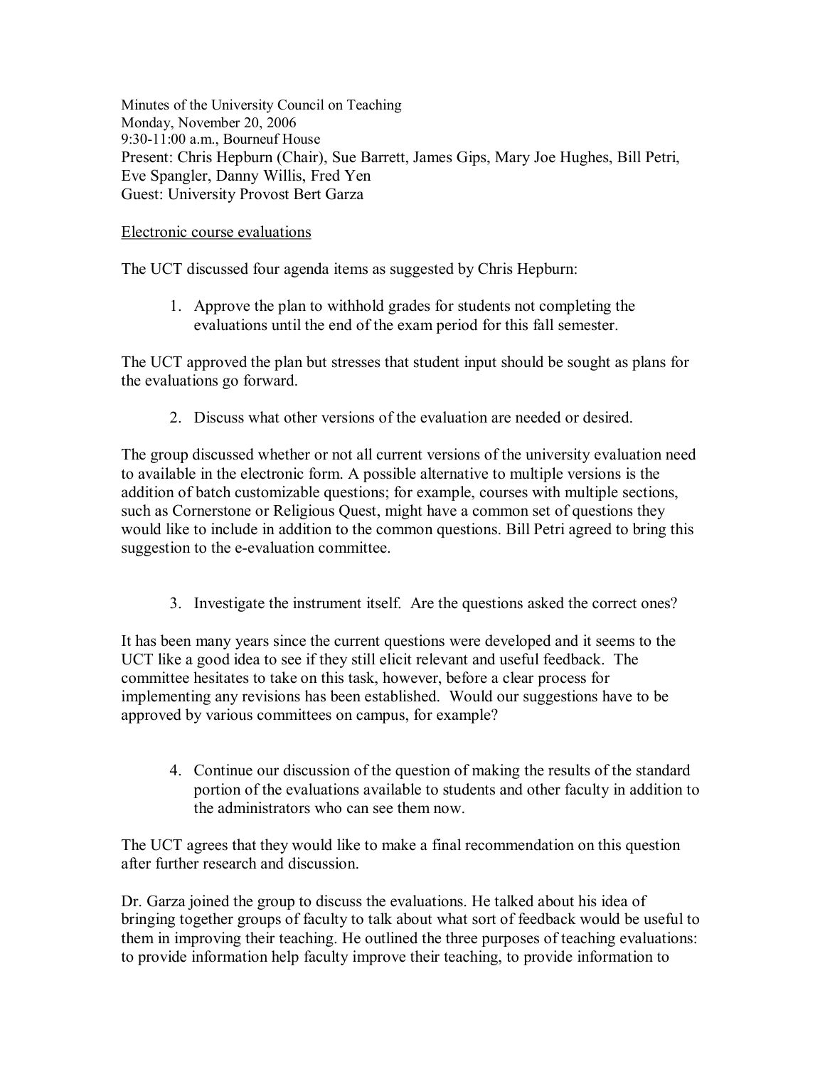Minutes of the University Council on Teaching
Monday, November 20, 2006
9:30-11:00 a.m., Bourneuf House
Present: Chris Hepburn (Chair), Sue Barrett, James Gips, Mary Joe Hughes, Bill Petri, Eve Spangler, Danny Willis, Fred Yen
Guest: University Provost Bert Garza

<u>Electronic course evaluations</u>

The UCT discussed four agenda items as suggested by Chris Hepburn:

1. Approve the plan to withhold grades for students not completing the evaluations until the end of the exam period for this fall semester.

The UCT approved the plan but stresses that student input should be sought as plans for the evaluations go forward.

2. Discuss what other versions of the evaluation are needed or desired.

The group discussed whether or not all current versions of the university evaluation need to available in the electronic form. A possible alternative to multiple versions is the addition of batch customizable questions; for example, courses with multiple sections, such as Cornerstone or Religious Quest, might have a common set of questions they would like to include in addition to the common questions. Bill Petri agreed to bring this suggestion to the e-evaluation committee.

3. Investigate the instrument itself. Are the questions asked the correct ones?

It has been many years since the current questions were developed and it seems to the UCT like a good idea to see if they still elicit relevant and useful feedback. The committee hesitates to take on this task, however, before a clear process for implementing any revisions has been established. Would our suggestions have to be approved by various committees on campus, for example?

4. Continue our discussion of the question of making the results of the standard portion of the evaluations available to students and other faculty in addition to the administrators who can see them now.

The UCT agrees that they would like to make a final recommendation on this question after further research and discussion.

Dr. Garza joined the group to discuss the evaluations. He talked about his idea of bringing together groups of faculty to talk about what sort of feedback would be useful to them in improving their teaching. He outlined the three purposes of teaching evaluations: to provide information help faculty improve their teaching, to provide information to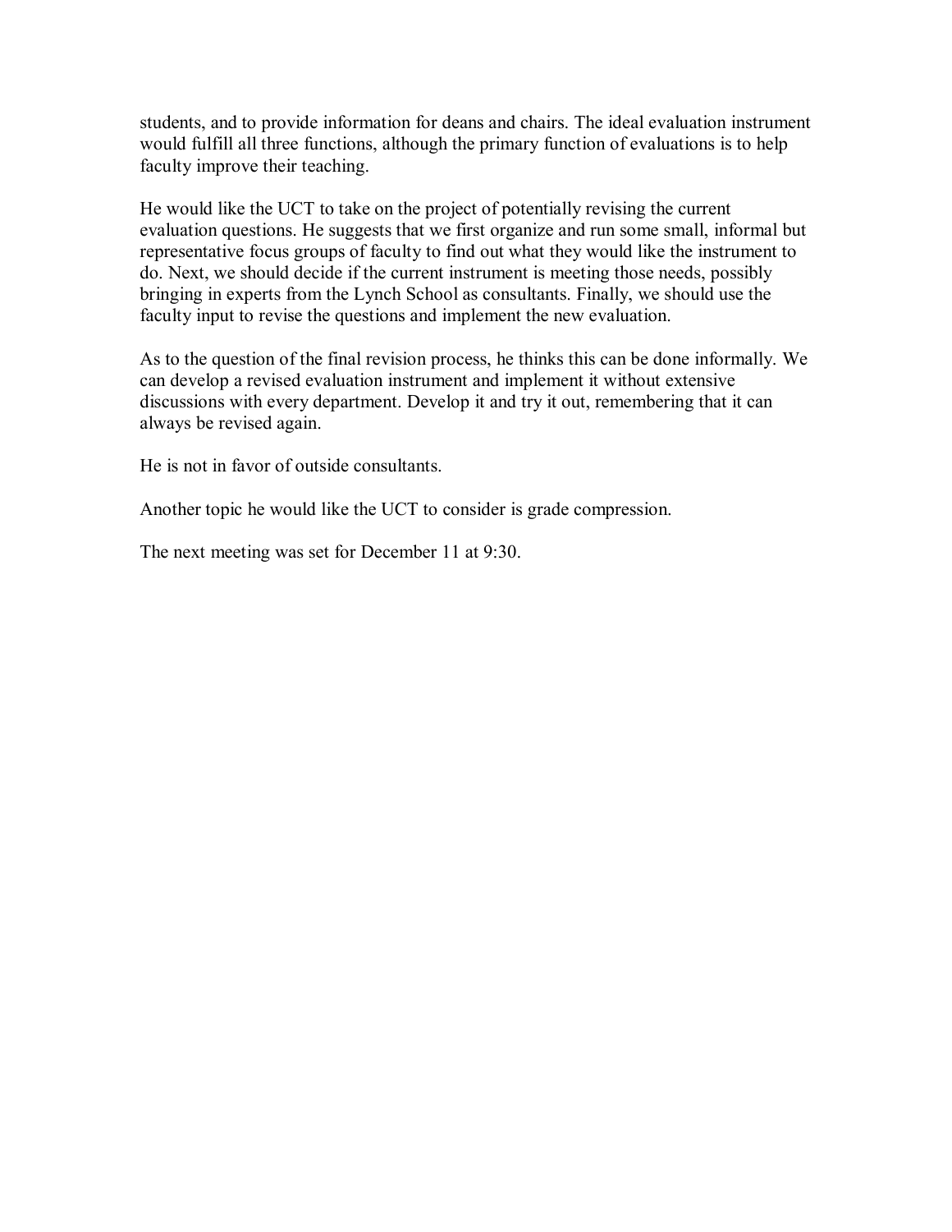students, and to provide information for deans and chairs. The ideal evaluation instrument would fulfill all three functions, although the primary function of evaluations is to help faculty improve their teaching.

He would like the UCT to take on the project of potentially revising the current evaluation questions. He suggests that we first organize and run some small, informal but representative focus groups of faculty to find out what they would like the instrument to do. Next, we should decide if the current instrument is meeting those needs, possibly bringing in experts from the Lynch School as consultants. Finally, we should use the faculty input to revise the questions and implement the new evaluation.

As to the question of the final revision process, he thinks this can be done informally. We can develop a revised evaluation instrument and implement it without extensive discussions with every department. Develop it and try it out, remembering that it can always be revised again.

He is not in favor of outside consultants.

Another topic he would like the UCT to consider is grade compression.

The next meeting was set for December 11 at 9:30.